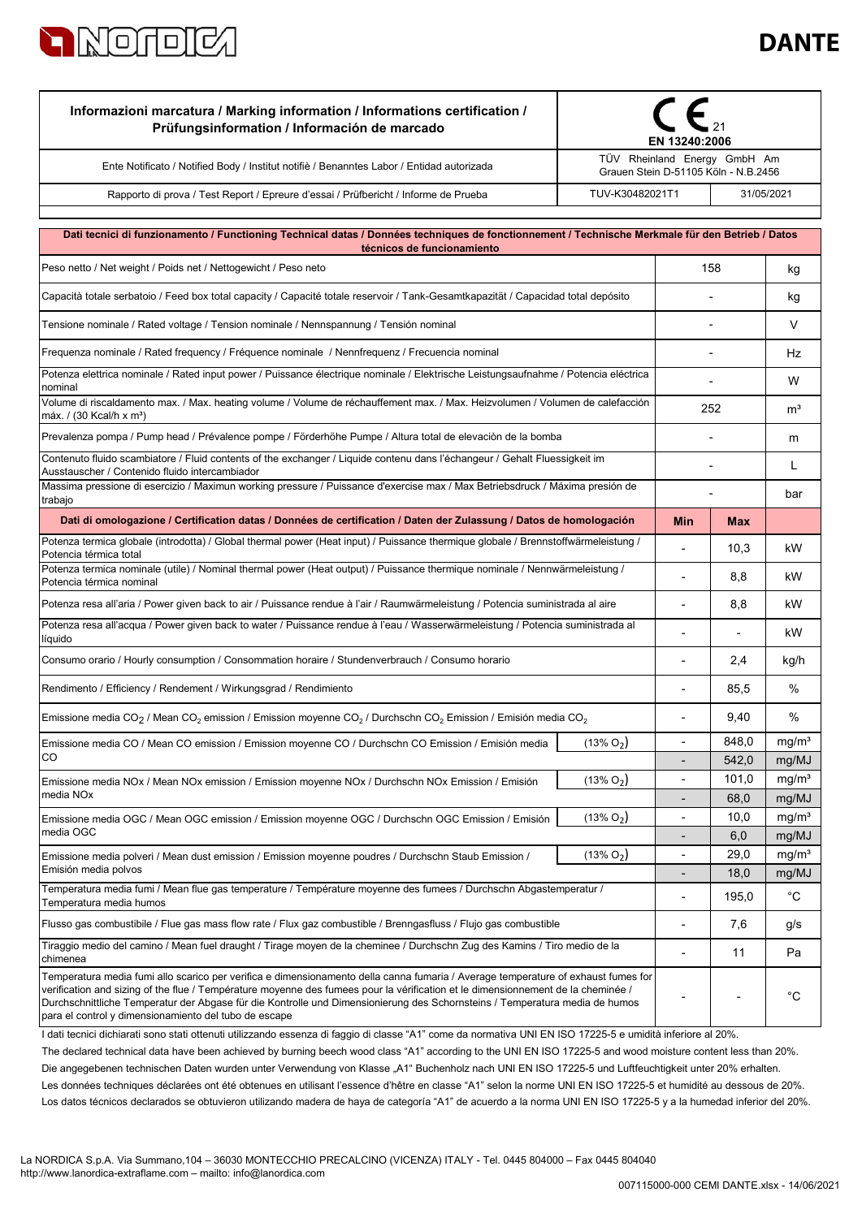# DANTE

| Informazioni marcatura / Marking information / Informations certification / Prüfungsinformation / Información de marcado | CE 21 EN 13240:2006 | |
|---|---|---|
| Ente Notificato / Notified Body / Institut notifiè / Benanntes Labor / Entidad autorizada | TÜV Rheinland Energy GmbH Am Grauen Stein D-51105 Köln - N.B.2456 | |
| Rapporto di prova / Test Report / Epreure d'essai / Prüfbericht / Informe de Prueba | TUV-K30482021T1 | 31/05/2021 |

| Dati tecnici di funzionamento / Functioning Technical datas / Données techniques de fonctionnement / Technische Merkmale für den Betrieb / Datos técnicos de funcionamiento | | | |
|---|---|---|---|
| Peso netto / Net weight / Poids net / Nettogewicht / Peso neto | 158 | | kg |
| Capacità totale serbatoio / Feed box total capacity / Capacité totale reservoir / Tank-Gesamtkapazität / Capacidad total depósito | - | | kg |
| Tensione nominale / Rated voltage / Tension nominale / Nennspannung / Tensión nominal | - | | V |
| Frequenza nominale / Rated frequency / Fréquence nominale / Nennfrequenz / Frecuencia nominal | - | | Hz |
| Potenza elettrica nominale / Rated input power / Puissance électrique nominale / Elektrische Leistungsaufnahme / Potencia eléctrica nominal | - | | W |
| Volume di riscaldamento max. / Max. heating volume / Volume de réchauffement max. / Max. Heizvolumen / Volumen de calefacción máx. / (30 Kcal/h x m³) | 252 | | m³ |
| Prevalenza pompa / Pump head / Prévalence pompe / Förderhöhe Pumpe / Altura total de elevaciòn de la bomba | - | | m |
| Contenuto fluido scambiatore / Fluid contents of the exchanger / Liquide contenu dans l'échangeur / Gehalt Fluessigkeit im Ausstauscher / Contenido fluido intercambiador | - | | L |
| Massima pressione di esercizio / Maximun working pressure / Puissance d'exercise max / Max Betriebsdruck / Máxima presión de trabajo | - | | bar |
| **Dati di omologazione / Certification datas / Données de certification / Daten der Zulassung / Datos de homologación** | **Min** | **Max** | |
| Potenza termica globale (introdotta) / Global thermal power (Heat input) / Puissance thermique globale / Brennstoffwärmeleistung / Potencia térmica total | - | 10,3 | kW |
| Potenza termica nominale (utile) / Nominal thermal power (Heat output) / Puissance thermique nominale / Nennwärmeleistung / Potencia térmica nominal | - | 8,8 | kW |
| Potenza resa all'aria / Power given back to air / Puissance rendue à l'air / Raumwärmeleistung / Potencia suministrada al aire | - | 8,8 | kW |
| Potenza resa all'acqua / Power given back to water / Puissance rendue à l'eau / Wasserwärmeleistung / Potencia suministrada al líquido | - | - | kW |
| Consumo orario / Hourly consumption / Consommation horaire / Stundenverbrauch / Consumo horario | - | 2,4 | kg/h |
| Rendimento / Efficiency / Rendement / Wirkungsgrad / Rendimiento | - | 85,5 | % |
| Emissione media $CO_2$ / Mean $CO_2$ emission / Emission moyenne $CO_2$ / Durchschn $CO_2$ Emission / Emisión media $CO_2$ | - | 9,40 | % |
| Emissione media CO / Mean CO emission / Emission moyenne CO / Durchschn CO Emission / Emisión media CO (13% $O_2$) | - | 848,0 | mg/m³ |
| | - | 542,0 | mg/MJ |
| Emissione media NOx / Mean NOx emission / Emission moyenne NOx / Durchschn NOx Emission / Emisión media NOx (13% $O_2$) | - | 101,0 | mg/m³ |
| | - | 68,0 | mg/MJ |
| Emissione media OGC / Mean OGC emission / Emission moyenne OGC / Durchschn OGC Emission / Emisión media OGC (13% $O_2$) | - | 10,0 | mg/m³ |
| | - | 6,0 | mg/MJ |
| Emissione media polveri / Mean dust emission / Emission moyenne poudres / Durchschn Staub Emission / Emisión media polvos (13% $O_2$) | - | 29,0 | mg/m³ |
| | - | 18,0 | mg/MJ |
| Temperatura media fumi / Mean flue gas temperature / Température moyenne des fumees / Durchschn Abgastemperatur / Temperatura media humos | - | 195,0 | °C |
| Flusso gas combustibile / Flue gas mass flow rate / Flux gaz combustible / Brenngasfluss / Flujo gas combustible | - | 7,6 | g/s |
| Tiraggio medio del camino / Mean fuel draught / Tirage moyen de la cheminee / Durchschn Zug des Kamins / Tiro medio de la chimenea | - | 11 | Pa |
| Temperatura media fumi allo scarico per verifica e dimensionamento della canna fumaria / Average temperature of exhaust fumes for verification and sizing of the flue / Température moyenne des fumees pour la vérification et le dimensionnement de la cheminée / Durchschnittliche Temperatur der Abgase für die Kontrolle und Dimensionierung des Schornsteins / Temperatura media de humos para el control y dimensionamiento del tubo de escape | - | - | °C |

I dati tecnici dichiarati sono stati ottenuti utilizzando essenza di faggio di classe "A1" come da normativa UNI EN ISO 17225-5 e umidità inferiore al 20%.

The declared technical data have been achieved by burning beech wood class "A1" according to the UNI EN ISO 17225-5 and wood moisture content less than 20%.

Die angegebenen technischen Daten wurden unter Verwendung von Klasse „A1" Buchenholz nach UNI EN ISO 17225-5 und Luftfeuchtigkeit unter 20% erhalten.

Les données techniques déclarées ont été obtenues en utilisant l'essence d'hêtre en classe "A1" selon la norme UNI EN ISO 17225-5 et humidité au dessous de 20%.

Los datos técnicos declarados se obtuvieron utilizando madera de haya de categoría "A1" de acuerdo a la norma UNI EN ISO 17225-5 y a la humedad inferior del 20%.

La NORDICA S.p.A. Via Summano,104 – 36030 MONTECCHIO PRECALCINO (VICENZA) ITALY - Tel. 0445 804000 – Fax 0445 804040
http://www.lanordica-extraflame.com – mailto: info@lanordica.com

007115000-000 CEMI DANTE.xlsx - 14/06/2021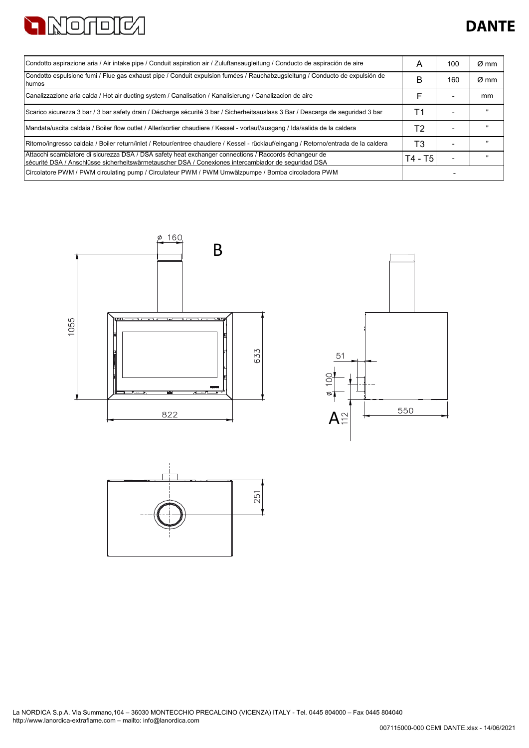# DANTE

| | | | |
|---|---|---|---|
| Condotto aspirazione aria / Air intake pipe / Conduit aspiration air / Zuluftansaugleitung / Conducto de aspiración de aire | A | 100 | Ø mm |
| Condotto espulsione fumi / Flue gas exhaust pipe / Conduit expulsion fumées / Rauchabzugsleitung / Conducto de expulsión de humos | B | 160 | Ø mm |
| Canalizzazione aria calda / Hot air ducting system / Canalisation / Kanalisierung / Canalizacion de aire | F | - | mm |
| Scarico sicurezza 3 bar / 3 bar safety drain / Décharge sécurité 3 bar / Sicherheitsauslass 3 Bar / Descarga de seguridad 3 bar | T1 | - | " |
| Mandata/uscita caldaia / Boiler flow outlet / Aller/sortier chaudiere / Kessel - vorlauf/ausgang / Ida/salida de la caldera | T2 | - | " |
| Ritorno/ingresso caldaia / Boiler return/inlet / Retour/entree chaudiere / Kessel - rücklauf/eingang / Retorno/entrada de la caldera | T3 | - | " |
| Attacchi scambiatore di sicurezza DSA / DSA safety heat exchanger connections / Raccords échangeur de sécurité DSA / Anschlûsse sicherheitswärmetauscher DSA / Conexiones intercambiador de seguridad DSA | T4 - T5 | - | " |
| Circolatore PWM / PWM circulating pump / Circulateur PWM / PWM Umwälzpumpe / Bomba circoladora PWM | | - | |

ø 160
B
1055
633
822
51
ø 100
A
112
550
251

La NORDICA S.p.A. Via Summano,104 – 36030 MONTECCHIO PRECALCINO (VICENZA) ITALY - Tel. 0445 804000 – Fax 0445 804040
http://www.lanordica-extraflame.com – mailto: info@lanordica.com

007115000-000 CEMI DANTE.xlsx - 14/06/2021